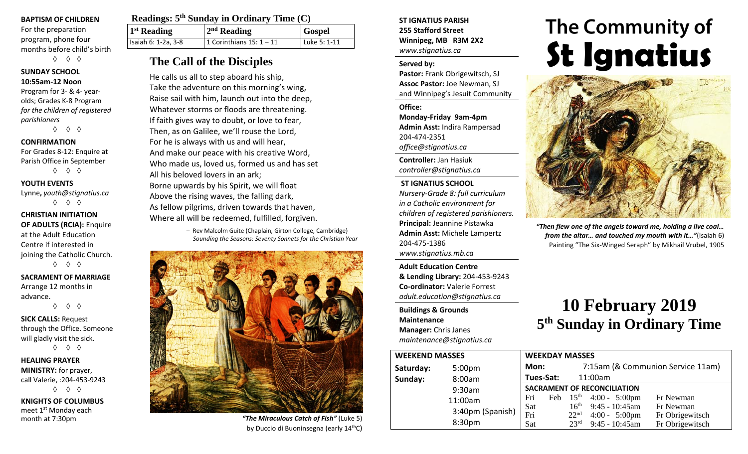**BAPTISM OF CHILDREN**
For the preparation program, phone four months before child's birth

◊ ◊ ◊

**SUNDAY SCHOOL**
**10:55am-12 Noon**
Program for 3- & 4- year-olds; Grades K-8 Program *for the children of registered parishioners*

◊ ◊ ◊

**CONFIRMATION**
For Grades 8-12: Enquire at Parish Office in September

◊ ◊ ◊

**YOUTH EVENTS**
Lynne, *youth@stignatius.ca*

◊ ◊ ◊

**CHRISTIAN INITIATION OF ADULTS (RCIA):** Enquire at the Adult Education Centre if interested in joining the Catholic Church.

◊ ◊ ◊

**SACRAMENT OF MARRIAGE**
Arrange 12 months in advance.

◊ ◊ ◊

**SICK CALLS:** Request through the Office. Someone will gladly visit the sick.

◊ ◊ ◊

**HEALING PRAYER MINISTRY:** for prayer, call Valerie, :204-453-9243

◊ ◊ ◊

**KNIGHTS OF COLUMBUS**
meet 1st Monday each month at 7:30pm

## Readings: 5th Sunday in Ordinary Time (C)

| 1st Reading | 2nd Reading | Gospel |
|---|---|---|
| Isaiah 6: 1-2a, 3-8 | 1 Corinthians 15: 1 – 11 | Luke 5: 1-11 |

## The Call of the Disciples

He calls us all to step aboard his ship,
Take the adventure on this morning's wing,
Raise sail with him, launch out into the deep,
Whatever storms or floods are threatening.
If faith gives way to doubt, or love to fear,
Then, as on Galilee, we'll rouse the Lord,
For he is always with us and will hear,
And make our peace with his creative Word,
Who made us, loved us, formed us and has set
All his beloved lovers in an ark;
Borne upwards by his Spirit, we will float
Above the rising waves, the falling dark,
As fellow pilgrims, driven towards that haven,
Where all will be redeemed, fulfilled, forgiven.

– Rev Malcolm Guite (Chaplain, Girton College, Cambridge)
*Sounding the Seasons: Seventy Sonnets for the Christian Year*

***"The Miraculous Catch of Fish"*** (Luke 5) by Duccio di Buoninsegna (early 14thC)

**ST IGNATIUS PARISH**
**255 Stafford Street**
**Winnipeg, MB R3M 2X2**
*www.stignatius.ca*

**Served by:**
**Pastor:** Frank Obrigewitsch, SJ
**Assoc Pastor:** Joe Newman, SJ
and Winnipeg's Jesuit Community

**Office:**
**Monday-Friday 9am-4pm**
**Admin Asst:** Indira Rampersad
204-474-2351
*office@stignatius.ca*

**Controller:** Jan Hasiuk
*controller@stignatius.ca*

**ST IGNATIUS SCHOOL**
*Nursery-Grade 8: full curriculum in a Catholic environment for children of registered parishioners.*
**Principal:** Jeannine Pistawka
**Admin Asst:** Michele Lampertz
204-475-1386
*www.stignatius.mb.ca*

**Adult Education Centre & Lending Library:** 204-453-9243
**Co-ordinator:** Valerie Forrest
*adult.education@stignatius.ca*

**Buildings & Grounds Maintenance**
**Manager:** Chris Janes
*maintenance@stignatius.ca*

# The Community of St Ignatius

***"Then flew one of the angels toward me, holding a live coal… from the altar… and touched my mouth with it…"***(Isaiah 6)
Painting "The Six-Winged Seraph" by Mikhail Vrubel, 1905

# 10 February 2019
## 5th Sunday in Ordinary Time

| **WEEKEND MASSES** | |
|---|---|
| **Saturday:** | 5:00pm |
| **Sunday:** | 8:00am |
| | 9:30am |
| | 11:00am |
| | 3:40pm (Spanish) |
| | 8:30pm |

**WEEKDAY MASSES**

| | |
|---|---|
| **Mon:** | 7:15am (& Communion Service 11am) |
| **Tues-Sat:** | 11:00am |

**SACRAMENT OF RECONCILIATION**

| | | | |
|---|---|---|---|
| Fri Feb | 15th | 4:00 - 5:00pm | Fr Newman |
| Sat | 16th | 9:45 - 10:45am | Fr Newman |
| Fri | 22nd | 4:00 - 5:00pm | Fr Obrigewitsch |
| Sat | 23rd | 9:45 - 10:45am | Fr Obrigewitsch |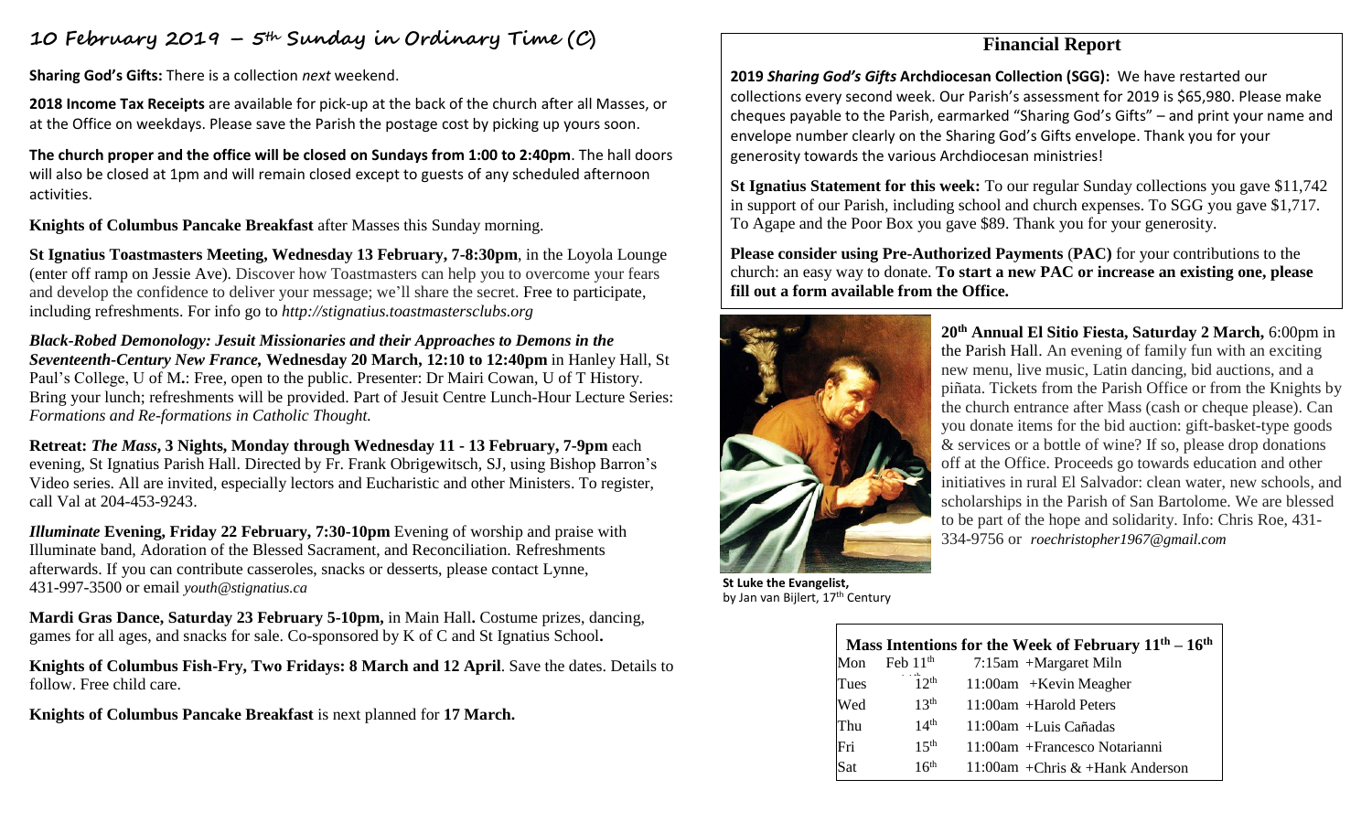# 10 February 2019 – 5th Sunday in Ordinary Time (C)

**Sharing God's Gifts:** There is a collection *next* weekend.

**2018 Income Tax Receipts** are available for pick-up at the back of the church after all Masses, or at the Office on weekdays. Please save the Parish the postage cost by picking up yours soon.

**The church proper and the office will be closed on Sundays from 1:00 to 2:40pm**. The hall doors will also be closed at 1pm and will remain closed except to guests of any scheduled afternoon activities.

**Knights of Columbus Pancake Breakfast** after Masses this Sunday morning.

**St Ignatius Toastmasters Meeting, Wednesday 13 February, 7-8:30pm**, in the Loyola Lounge (enter off ramp on Jessie Ave). Discover how Toastmasters can help you to overcome your fears and develop the confidence to deliver your message; we'll share the secret. Free to participate, including refreshments. For info go to *http://stignatius.toastmastersclubs.org*

***Black-Robed Demonology: Jesuit Missionaries and their Approaches to Demons in the Seventeenth-Century New France,*** **Wednesday 20 March, 12:10 to 12:40pm** in Hanley Hall, St Paul's College, U of M**.**: Free, open to the public. Presenter: Dr Mairi Cowan, U of T History. Bring your lunch; refreshments will be provided. Part of Jesuit Centre Lunch-Hour Lecture Series: *Formations and Re-formations in Catholic Thought.*

**Retreat:** ***The Mass*****, 3 Nights, Monday through Wednesday 11 - 13 February, 7-9pm** each evening, St Ignatius Parish Hall. Directed by Fr. Frank Obrigewitsch, SJ, using Bishop Barron's Video series. All are invited, especially lectors and Eucharistic and other Ministers. To register, call Val at 204-453-9243.

***Illuminate*** **Evening, Friday 22 February, 7:30-10pm** Evening of worship and praise with Illuminate band, Adoration of the Blessed Sacrament, and Reconciliation. Refreshments afterwards. If you can contribute casseroles, snacks or desserts, please contact Lynne, 431-997-3500 or email *youth@stignatius.ca*

**Mardi Gras Dance, Saturday 23 February 5-10pm,** in Main Hall**.** Costume prizes, dancing, games for all ages, and snacks for sale. Co-sponsored by K of C and St Ignatius School**.**

**Knights of Columbus Fish-Fry, Two Fridays: 8 March and 12 April**. Save the dates. Details to follow. Free child care.

**Knights of Columbus Pancake Breakfast** is next planned for **17 March.**

## Financial Report

**2019** ***Sharing God's Gifts*** **Archdiocesan Collection (SGG):** We have restarted our collections every second week. Our Parish's assessment for 2019 is $65,980. Please make cheques payable to the Parish, earmarked "Sharing God's Gifts" – and print your name and envelope number clearly on the Sharing God's Gifts envelope. Thank you for your generosity towards the various Archdiocesan ministries!

**St Ignatius Statement for this week:** To our regular Sunday collections you gave $11,742 in support of our Parish, including school and church expenses. To SGG you gave $1,717. To Agape and the Poor Box you gave $89. Thank you for your generosity.

**Please consider using Pre-Authorized Payments** (**PAC)** for your contributions to the church: an easy way to donate. **To start a new PAC or increase an existing one, please fill out a form available from the Office.**

**St Luke the Evangelist,**
by Jan van Bijlert, 17th Century

**20th Annual El Sitio Fiesta, Saturday 2 March,** 6:00pm in the Parish Hall. An evening of family fun with an exciting new menu, live music, Latin dancing, bid auctions, and a piñata. Tickets from the Parish Office or from the Knights by the church entrance after Mass (cash or cheque please). Can you donate items for the bid auction: gift-basket-type goods & services or a bottle of wine? If so, please drop donations off at the Office. Proceeds go towards education and other initiatives in rural El Salvador: clean water, new schools, and scholarships in the Parish of San Bartolome. We are blessed to be part of the hope and solidarity. Info: Chris Roe, 431-334-9756 or *roechristopher1967@gmail.com*

**Mass Intentions for the Week of February 11th – 16th**

| | | |
|---|---|---|
| Mon | Feb 11th | 7:15am +Margaret Miln |
| Tues | 12th | 11:00am +Kevin Meagher |
| Wed | 13th | 11:00am +Harold Peters |
| Thu | 14th | 11:00am +Luis Cañadas |
| Fri | 15th | 11:00am +Francesco Notarianni |
| Sat | 16th | 11:00am +Chris & +Hank Anderson |